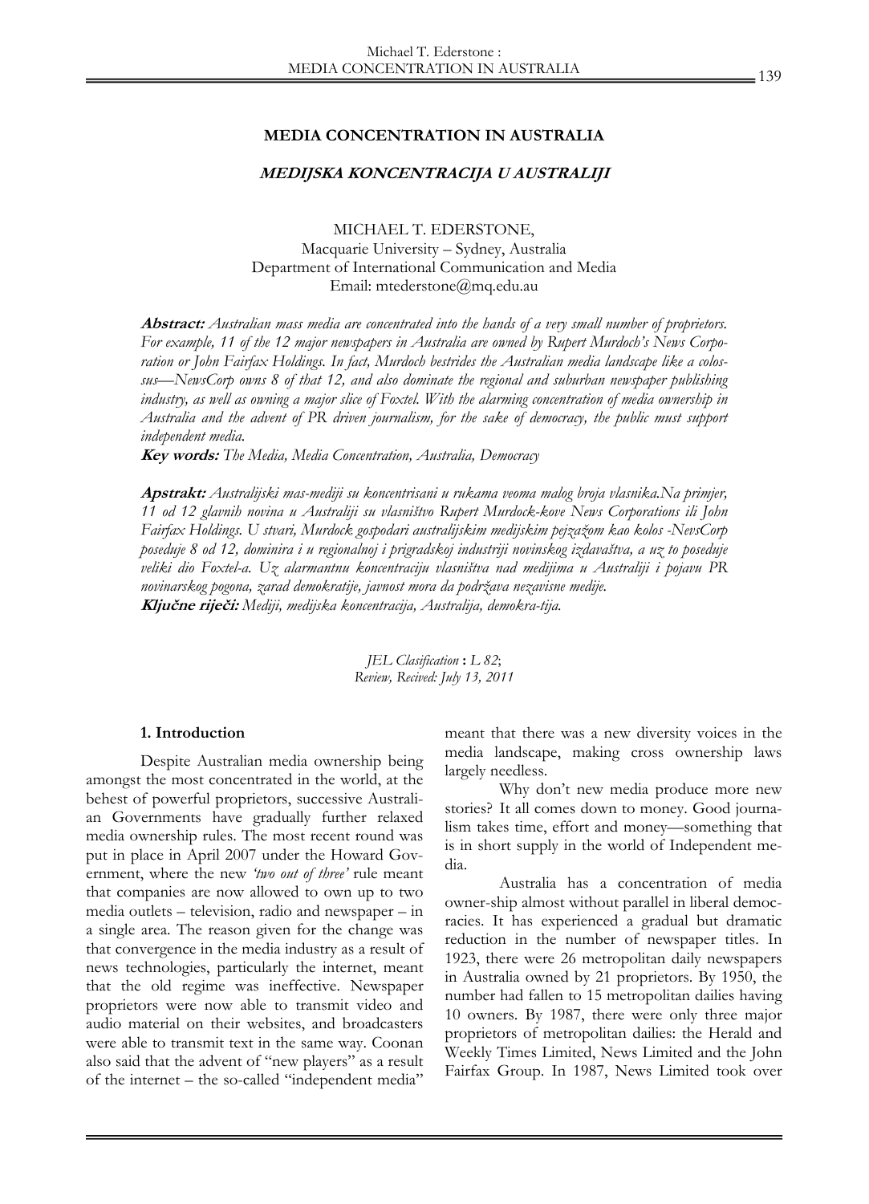# MEDIA CONCENTRATION IN AUSTRALIA

## *MEDIJSKA KONCENTRACIJA U AUSTRALIJI*

MICHAEL T. EDERSTONE,
Macquarie University – Sydney, Australia
Department of International Communication and Media
Email: mtederstone@mq.edu.au

***Abstract:*** *Australian mass media are concentrated into the hands of a very small number of proprietors. For example, 11 of the 12 major newspapers in Australia are owned by Rupert Murdoch's News Corporation or John Fairfax Holdings. In fact, Murdoch bestrides the Australian media landscape like a colossus—NewsCorp owns 8 of that 12, and also dominate the regional and suburban newspaper publishing industry, as well as owning a major slice of Foxtel. With the alarming concentration of media ownership in Australia and the advent of PR driven journalism, for the sake of democracy, the public must support independent media.*

***Key words:*** *The Media, Media Concentration, Australia, Democracy*

***Apstrakt:*** *Australijski mas-mediji su koncentrisani u rukama veoma malog broja vlasnika.Na primjer, 11 od 12 glavnih novina u Australiji su vlasništvo Rupert Murdock-kove News Corporations ili John Fairfax Holdings. U stvari, Murdock gospodari australijskim medijskim pejzažom kao kolos -NevsCorp poseduje 8 od 12, dominira i u regionalnoj i prigradskoj industriji novinskog izdavaštva, a uz to poseduje veliki dio Foxtel-a. Uz alarmantnu koncentraciju vlasništva nad medijima u Australiji i pojavu PR novinarskog pogona, zarad demokratije, javnost mora da podržava nezavisne medije.*

***Ključne riječi:*** *Mediji, medijska koncentracija, Australija, demokra-tija.*

*JEL Clasification* : *L 82*;
*Review, Recived: July 13, 2011*

### 1. Introduction

Despite Australian media ownership being amongst the most concentrated in the world, at the behest of powerful proprietors, successive Australian Governments have gradually further relaxed media ownership rules. The most recent round was put in place in April 2007 under the Howard Government, where the new *'two out of three'* rule meant that companies are now allowed to own up to two media outlets – television, radio and newspaper – in a single area. The reason given for the change was that convergence in the media industry as a result of news technologies, particularly the internet, meant that the old regime was ineffective. Newspaper proprietors were now able to transmit video and audio material on their websites, and broadcasters were able to transmit text in the same way. Coonan also said that the advent of "new players" as a result of the internet – the so-called "independent media" meant that there was a new diversity voices in the media landscape, making cross ownership laws largely needless.

Why don't new media produce more new stories? It all comes down to money. Good journalism takes time, effort and money—something that is in short supply in the world of Independent media.

Australia has a concentration of media owner-ship almost without parallel in liberal democracies. It has experienced a gradual but dramatic reduction in the number of newspaper titles. In 1923, there were 26 metropolitan daily newspapers in Australia owned by 21 proprietors. By 1950, the number had fallen to 15 metropolitan dailies having 10 owners. By 1987, there were only three major proprietors of metropolitan dailies: the Herald and Weekly Times Limited, News Limited and the John Fairfax Group. In 1987, News Limited took over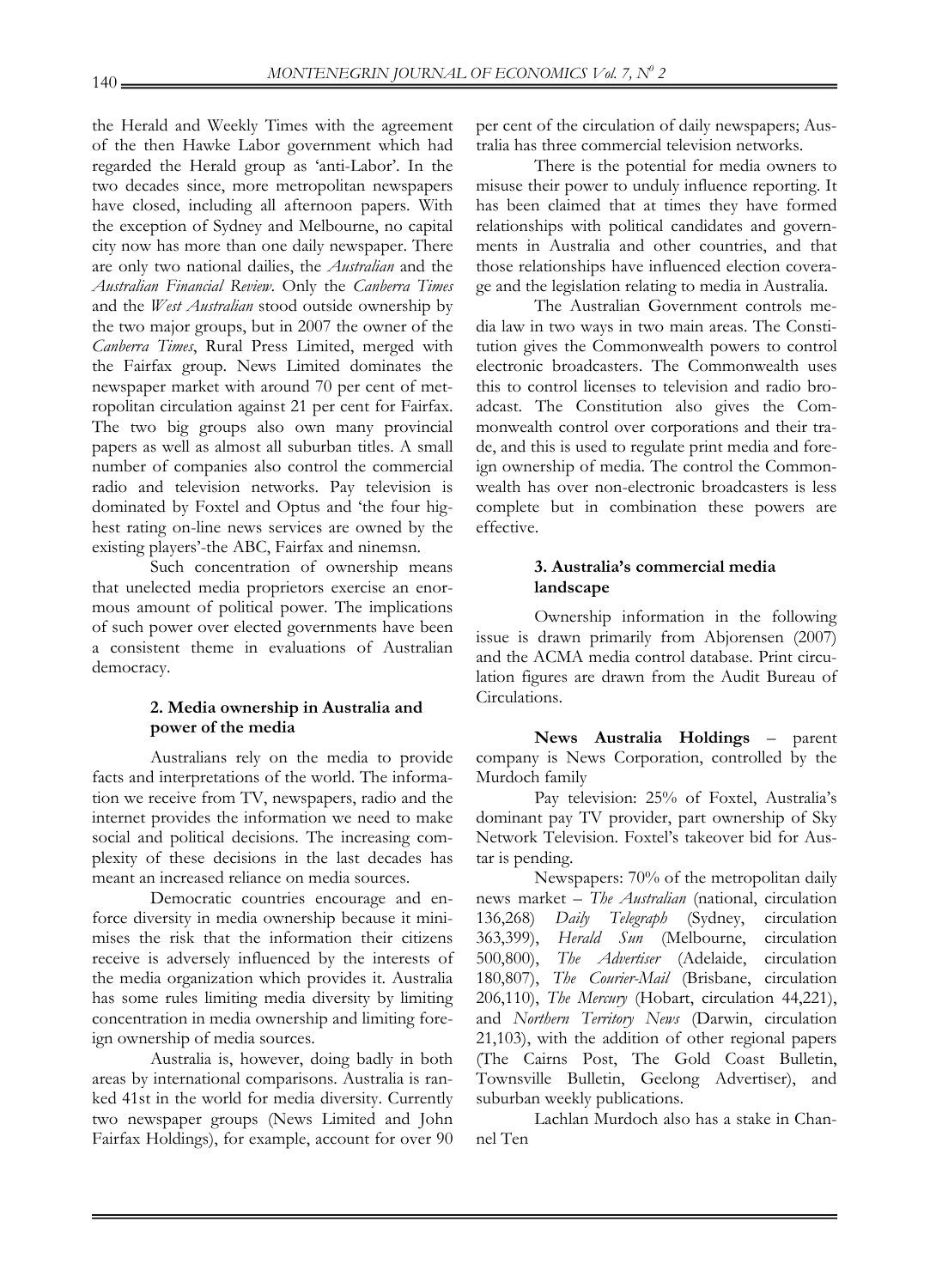the Herald and Weekly Times with the agreement of the then Hawke Labor government which had regarded the Herald group as 'anti-Labor'. In the two decades since, more metropolitan newspapers have closed, including all afternoon papers. With the exception of Sydney and Melbourne, no capital city now has more than one daily newspaper. There are only two national dailies, the *Australian* and the *Australian Financial Review*. Only the *Canberra Times* and the *West Australian* stood outside ownership by the two major groups, but in 2007 the owner of the *Canberra Times*, Rural Press Limited, merged with the Fairfax group. News Limited dominates the newspaper market with around 70 per cent of metropolitan circulation against 21 per cent for Fairfax. The two big groups also own many provincial papers as well as almost all suburban titles. A small number of companies also control the commercial radio and television networks. Pay television is dominated by Foxtel and Optus and 'the four highest rating on-line news services are owned by the existing players'-the ABC, Fairfax and ninemsn.

Such concentration of ownership means that unelected media proprietors exercise an enormous amount of political power. The implications of such power over elected governments have been a consistent theme in evaluations of Australian democracy.

## 2. Media ownership in Australia and power of the media

Australians rely on the media to provide facts and interpretations of the world. The information we receive from TV, newspapers, radio and the internet provides the information we need to make social and political decisions. The increasing complexity of these decisions in the last decades has meant an increased reliance on media sources.

Democratic countries encourage and enforce diversity in media ownership because it minimises the risk that the information their citizens receive is adversely influenced by the interests of the media organization which provides it. Australia has some rules limiting media diversity by limiting concentration in media ownership and limiting foreign ownership of media sources.

Australia is, however, doing badly in both areas by international comparisons. Australia is ranked 41st in the world for media diversity. Currently two newspaper groups (News Limited and John Fairfax Holdings), for example, account for over 90 per cent of the circulation of daily newspapers; Australia has three commercial television networks.

There is the potential for media owners to misuse their power to unduly influence reporting. It has been claimed that at times they have formed relationships with political candidates and governments in Australia and other countries, and that those relationships have influenced election coverage and the legislation relating to media in Australia.

The Australian Government controls media law in two ways in two main areas. The Constitution gives the Commonwealth powers to control electronic broadcasters. The Commonwealth uses this to control licenses to television and radio broadcast. The Constitution also gives the Commonwealth control over corporations and their trade, and this is used to regulate print media and foreign ownership of media. The control the Commonwealth has over non-electronic broadcasters is less complete but in combination these powers are effective.

## 3. Australia's commercial media landscape

Ownership information in the following issue is drawn primarily from Abjorensen (2007) and the ACMA media control database. Print circulation figures are drawn from the Audit Bureau of Circulations.

**News Australia Holdings** – parent company is News Corporation, controlled by the Murdoch family

Pay television: 25% of Foxtel, Australia's dominant pay TV provider, part ownership of Sky Network Television. Foxtel's takeover bid for Austar is pending.

Newspapers: 70% of the metropolitan daily news market – *The Australian* (national, circulation 136,268) *Daily Telegraph* (Sydney, circulation 363,399), *Herald Sun* (Melbourne, circulation 500,800), *The Advertiser* (Adelaide, circulation 180,807), *The Courier-Mail* (Brisbane, circulation 206,110), *The Mercury* (Hobart, circulation 44,221), and *Northern Territory News* (Darwin, circulation 21,103), with the addition of other regional papers (The Cairns Post, The Gold Coast Bulletin, Townsville Bulletin, Geelong Advertiser), and suburban weekly publications.

Lachlan Murdoch also has a stake in Channel Ten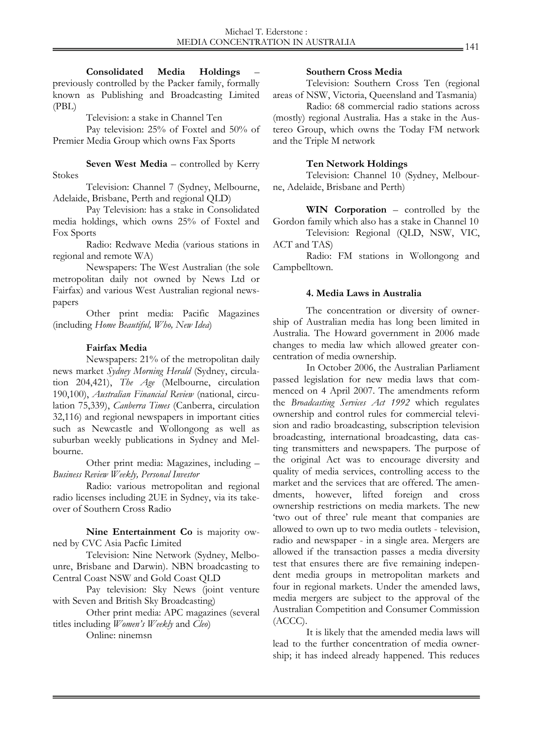**Consolidated Media Holdings** – previously controlled by the Packer family, formally known as Publishing and Broadcasting Limited (PBL)

Television: a stake in Channel Ten

Pay television: 25% of Foxtel and 50% of Premier Media Group which owns Fax Sports

**Seven West Media** – controlled by Kerry Stokes

Television: Channel 7 (Sydney, Melbourne, Adelaide, Brisbane, Perth and regional QLD)

Pay Television: has a stake in Consolidated media holdings, which owns 25% of Foxtel and Fox Sports

Radio: Redwave Media (various stations in regional and remote WA)

Newspapers: The West Australian (the sole metropolitan daily not owned by News Ltd or Fairfax) and various West Australian regional newspapers

Other print media: Pacific Magazines (including *Home Beautiful, Who, New Idea*)

**Fairfax Media**

Newspapers: 21% of the metropolitan daily news market *Sydney Morning Herald* (Sydney, circulation 204,421), *The Age* (Melbourne, circulation 190,100), *Australian Financial Review* (national, circulation 75,339), *Canberra Times* (Canberra, circulation 32,116) and regional newspapers in important cities such as Newcastle and Wollongong as well as suburban weekly publications in Sydney and Melbourne.

Other print media: Magazines, including – *Business Review Weekly, Personal Investor*

Radio: various metropolitan and regional radio licenses including 2UE in Sydney, via its takeover of Southern Cross Radio

**Nine Entertainment Co** is majority owned by CVC Asia Pacfic Limited

Television: Nine Network (Sydney, Melbounre, Brisbane and Darwin). NBN broadcasting to Central Coast NSW and Gold Coast QLD

Pay television: Sky News (joint venture with Seven and British Sky Broadcasting)

Other print media: APC magazines (several titles including *Women's Weekly* and *Cleo*)

Online: ninemsn

**Southern Cross Media**

Television: Southern Cross Ten (regional areas of NSW, Victoria, Queensland and Tasmania)

Radio: 68 commercial radio stations across (mostly) regional Australia. Has a stake in the Austereo Group, which owns the Today FM network and the Triple M network

**Ten Network Holdings**

Television: Channel 10 (Sydney, Melbourne, Adelaide, Brisbane and Perth)

**WIN Corporation** – controlled by the Gordon family which also has a stake in Channel 10

Television: Regional (QLD, NSW, VIC, ACT and TAS)

Radio: FM stations in Wollongong and Campbelltown.

## 4. Media Laws in Australia

The concentration or diversity of ownership of Australian media has long been limited in Australia. The Howard government in 2006 made changes to media law which allowed greater concentration of media ownership.

In October 2006, the Australian Parliament passed legislation for new media laws that commenced on 4 April 2007. The amendments reform the *Broadcasting Services Act 1992* which regulates ownership and control rules for commercial television and radio broadcasting, subscription television broadcasting, international broadcasting, data casting transmitters and newspapers. The purpose of the original Act was to encourage diversity and quality of media services, controlling access to the market and the services that are offered. The amendments, however, lifted foreign and cross ownership restrictions on media markets. The new 'two out of three' rule meant that companies are allowed to own up to two media outlets - television, radio and newspaper - in a single area. Mergers are allowed if the transaction passes a media diversity test that ensures there are five remaining independent media groups in metropolitan markets and four in regional markets. Under the amended laws, media mergers are subject to the approval of the Australian Competition and Consumer Commission (ACCC).

It is likely that the amended media laws will lead to the further concentration of media ownership; it has indeed already happened. This reduces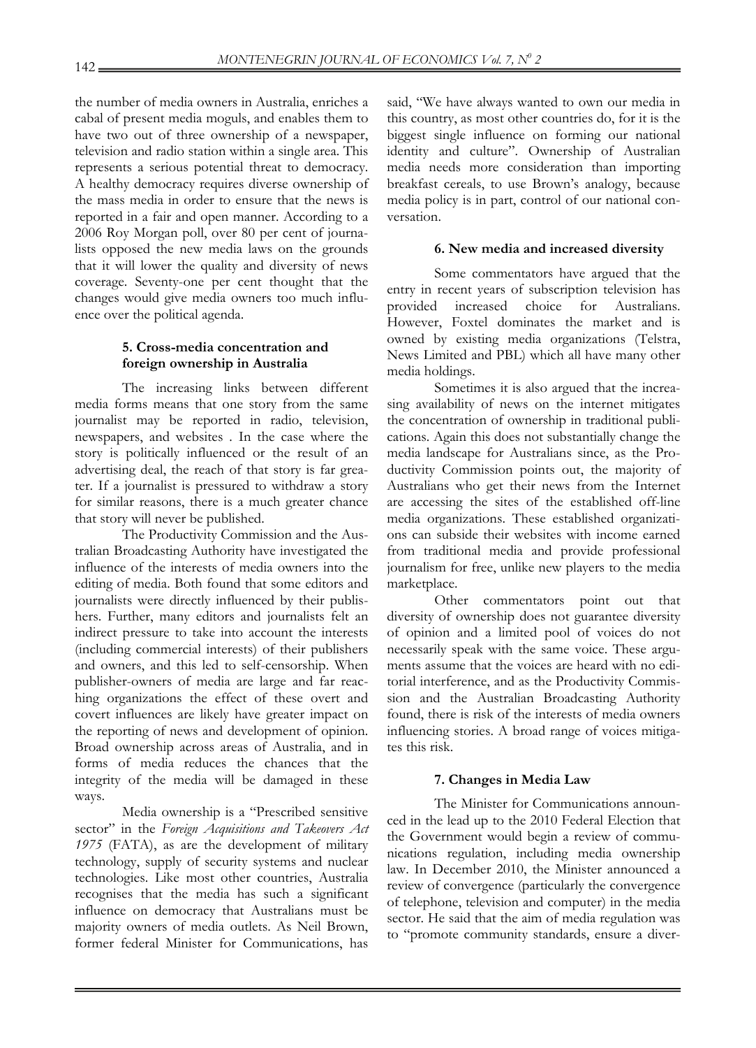the number of media owners in Australia, enriches a cabal of present media moguls, and enables them to have two out of three ownership of a newspaper, television and radio station within a single area. This represents a serious potential threat to democracy. A healthy democracy requires diverse ownership of the mass media in order to ensure that the news is reported in a fair and open manner. According to a 2006 Roy Morgan poll, over 80 per cent of journalists opposed the new media laws on the grounds that it will lower the quality and diversity of news coverage. Seventy-one per cent thought that the changes would give media owners too much influence over the political agenda.

### 5. Cross-media concentration and foreign ownership in Australia

The increasing links between different media forms means that one story from the same journalist may be reported in radio, television, newspapers, and websites . In the case where the story is politically influenced or the result of an advertising deal, the reach of that story is far greater. If a journalist is pressured to withdraw a story for similar reasons, there is a much greater chance that story will never be published.

The Productivity Commission and the Australian Broadcasting Authority have investigated the influence of the interests of media owners into the editing of media. Both found that some editors and journalists were directly influenced by their publishers. Further, many editors and journalists felt an indirect pressure to take into account the interests (including commercial interests) of their publishers and owners, and this led to self-censorship. When publisher-owners of media are large and far reaching organizations the effect of these overt and covert influences are likely have greater impact on the reporting of news and development of opinion. Broad ownership across areas of Australia, and in forms of media reduces the chances that the integrity of the media will be damaged in these ways.

Media ownership is a "Prescribed sensitive sector" in the *Foreign Acquisitions and Takeovers Act 1975* (FATA), as are the development of military technology, supply of security systems and nuclear technologies. Like most other countries, Australia recognises that the media has such a significant influence on democracy that Australians must be majority owners of media outlets. As Neil Brown, former federal Minister for Communications, has said, "We have always wanted to own our media in this country, as most other countries do, for it is the biggest single influence on forming our national identity and culture". Ownership of Australian media needs more consideration than importing breakfast cereals, to use Brown's analogy, because media policy is in part, control of our national conversation.

### 6. New media and increased diversity

Some commentators have argued that the entry in recent years of subscription television has provided increased choice for Australians. However, Foxtel dominates the market and is owned by existing media organizations (Telstra, News Limited and PBL) which all have many other media holdings.

Sometimes it is also argued that the increasing availability of news on the internet mitigates the concentration of ownership in traditional publications. Again this does not substantially change the media landscape for Australians since, as the Productivity Commission points out, the majority of Australians who get their news from the Internet are accessing the sites of the established off-line media organizations. These established organizations can subside their websites with income earned from traditional media and provide professional journalism for free, unlike new players to the media marketplace.

Other commentators point out that diversity of ownership does not guarantee diversity of opinion and a limited pool of voices do not necessarily speak with the same voice. These arguments assume that the voices are heard with no editorial interference, and as the Productivity Commission and the Australian Broadcasting Authority found, there is risk of the interests of media owners influencing stories. A broad range of voices mitigates this risk.

### 7. Changes in Media Law

The Minister for Communications announced in the lead up to the 2010 Federal Election that the Government would begin a review of communications regulation, including media ownership law. In December 2010, the Minister announced a review of convergence (particularly the convergence of telephone, television and computer) in the media sector. He said that the aim of media regulation was to "promote community standards, ensure a diver-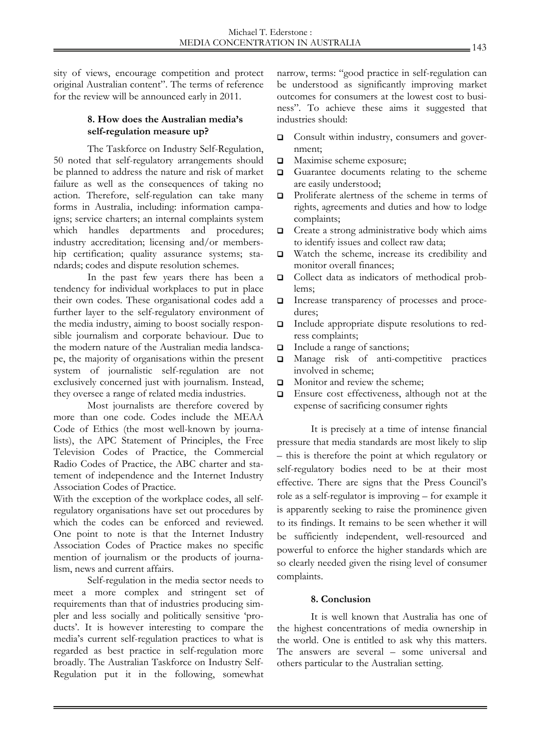sity of views, encourage competition and protect original Australian content". The terms of reference for the review will be announced early in 2011.

### 8. How does the Australian media's self-regulation measure up?

The Taskforce on Industry Self-Regulation, 50 noted that self-regulatory arrangements should be planned to address the nature and risk of market failure as well as the consequences of taking no action. Therefore, self-regulation can take many forms in Australia, including: information campaigns; service charters; an internal complaints system which handles departments and procedures; industry accreditation; licensing and/or membership certification; quality assurance systems; standards; codes and dispute resolution schemes.

In the past few years there has been a tendency for individual workplaces to put in place their own codes. These organisational codes add a further layer to the self-regulatory environment of the media industry, aiming to boost socially responsible journalism and corporate behaviour. Due to the modern nature of the Australian media landscape, the majority of organisations within the present system of journalistic self-regulation are not exclusively concerned just with journalism. Instead, they oversee a range of related media industries.

Most journalists are therefore covered by more than one code. Codes include the MEAA Code of Ethics (the most well-known by journalists), the APC Statement of Principles, the Free Television Codes of Practice, the Commercial Radio Codes of Practice, the ABC charter and statement of independence and the Internet Industry Association Codes of Practice.

With the exception of the workplace codes, all self-regulatory organisations have set out procedures by which the codes can be enforced and reviewed. One point to note is that the Internet Industry Association Codes of Practice makes no specific mention of journalism or the products of journalism, news and current affairs.

Self-regulation in the media sector needs to meet a more complex and stringent set of requirements than that of industries producing simpler and less socially and politically sensitive 'products'. It is however interesting to compare the media's current self-regulation practices to what is regarded as best practice in self-regulation more broadly. The Australian Taskforce on Industry Self-Regulation put it in the following, somewhat narrow, terms: "good practice in self-regulation can be understood as significantly improving market outcomes for consumers at the lowest cost to business". To achieve these aims it suggested that industries should:

- Consult within industry, consumers and government;
- Maximise scheme exposure;
- Guarantee documents relating to the scheme are easily understood;
- Proliferate alertness of the scheme in terms of rights, agreements and duties and how to lodge complaints;
- Create a strong administrative body which aims to identify issues and collect raw data;
- Watch the scheme, increase its credibility and monitor overall finances;
- Collect data as indicators of methodical problems;
- Increase transparency of processes and procedures;
- Include appropriate dispute resolutions to redress complaints;
- Include a range of sanctions;
- Manage risk of anti-competitive practices involved in scheme;
- Monitor and review the scheme;
- Ensure cost effectiveness, although not at the expense of sacrificing consumer rights

It is precisely at a time of intense financial pressure that media standards are most likely to slip – this is therefore the point at which regulatory or self-regulatory bodies need to be at their most effective. There are signs that the Press Council's role as a self-regulator is improving – for example it is apparently seeking to raise the prominence given to its findings. It remains to be seen whether it will be sufficiently independent, well-resourced and powerful to enforce the higher standards which are so clearly needed given the rising level of consumer complaints.

### 8. Conclusion

It is well known that Australia has one of the highest concentrations of media ownership in the world. One is entitled to ask why this matters. The answers are several – some universal and others particular to the Australian setting.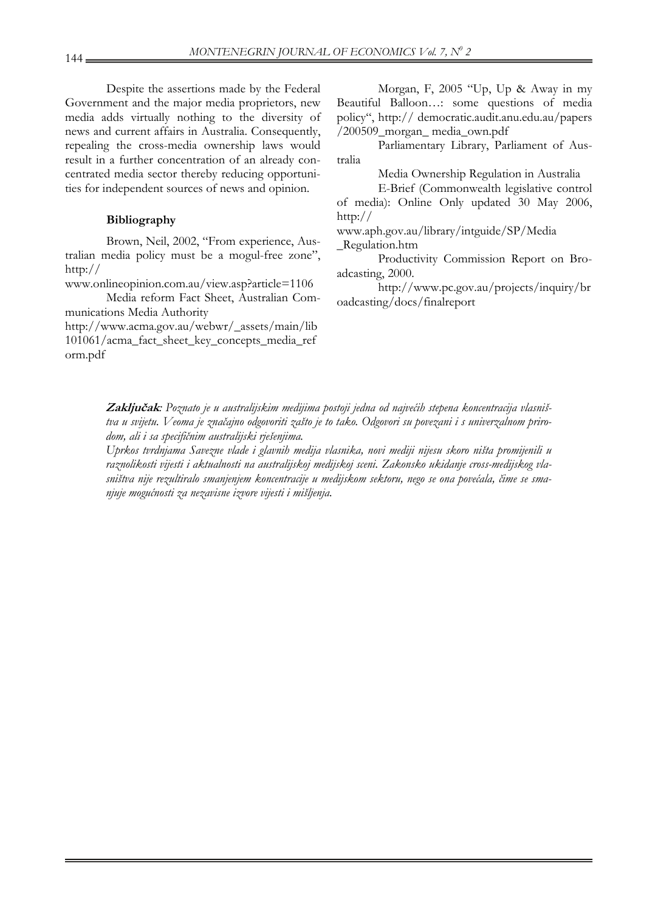Despite the assertions made by the Federal Government and the major media proprietors, new media adds virtually nothing to the diversity of news and current affairs in Australia. Consequently, repealing the cross-media ownership laws would result in a further concentration of an already concentrated media sector thereby reducing opportunities for independent sources of news and opinion.

## Bibliography

Brown, Neil, 2002, "From experience, Australian media policy must be a mogul-free zone", http:// www.onlineopinion.com.au/view.asp?article=1106

Media reform Fact Sheet, Australian Communications Media Authority http://www.acma.gov.au/webwr/_assets/main/lib101061/acma_fact_sheet_key_concepts_media_reform.pdf

Morgan, F, 2005 "Up, Up & Away in my Beautiful Balloon…: some questions of media policy", http:// democratic.audit.anu.edu.au/papers/200509_morgan_ media_own.pdf

Parliamentary Library, Parliament of Australia

Media Ownership Regulation in Australia

E-Brief (Commonwealth legislative control of media): Online Only updated 30 May 2006, http:// www.aph.gov.au/library/intguide/SP/Media_Regulation.htm

Productivity Commission Report on Broadcasting, 2000.

http://www.pc.gov.au/projects/inquiry/broadcasting/docs/finalreport

***Zaključak**: Poznato je u australijskim medijima postoji jedna od najvećih stepena koncentracija vlasništva u svijetu. Veoma je značajno odgovoriti zašto je to tako. Odgovori su povezani i s univerzalnom prirodom, ali i sa specifičnim australijski rješenjima.*

*Uprkos tvrdnjama Savezne vlade i glavnih medija vlasnika, novi mediji nijesu skoro ništa promijenili u raznolikosti vijesti i aktualnosti na australijskoj medijskoj sceni. Zakonsko ukidanje cross-medijskog vlasništva nije rezultiralo smanjenjem koncentracije u medijskom sektoru, nego se ona povećala, čime se smanjuje mogućnosti za nezavisne izvore vijesti i mišljenja.*